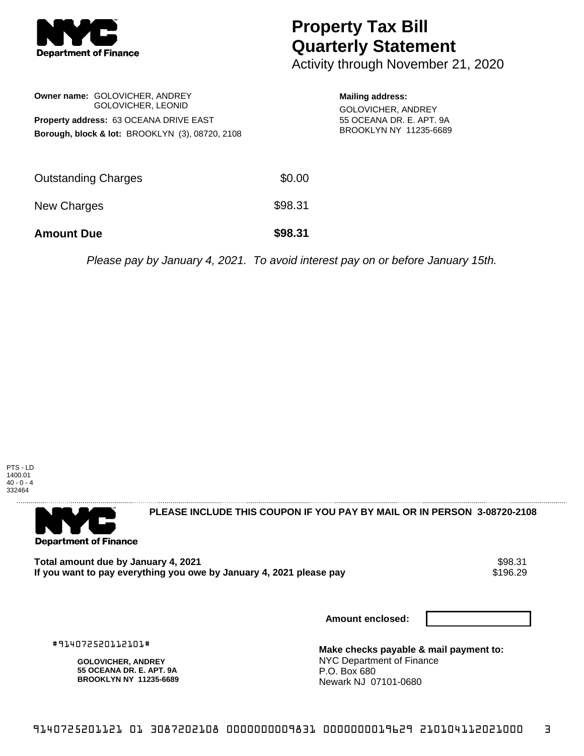# Property Tax Bill Quarterly Statement

Activity through November 21, 2020

**Owner name:** GOLOVICHER, ANDREY
GOLOVICHER, LEONID

**Property address:** 63 OCEANA DRIVE EAST

**Borough, block & lot:** BROOKLYN (3), 08720, 2108

**Mailing address:**
GOLOVICHER, ANDREY
55 OCEANA DR. E. APT. 9A
BROOKLYN NY 11235-6689

| | |
|---|---|
| Outstanding Charges | $0.00 |
| New Charges | $98.31 |
| **Amount Due** | **$98.31** |

*Please pay by January 4, 2021. To avoid interest pay on or before January 15th.*

PTS - LD
1400.01
40 - 0 - 4
332464

**PLEASE INCLUDE THIS COUPON IF YOU PAY BY MAIL OR IN PERSON 3-08720-2108**

| | |
|---|---|
| **Total amount due by January 4, 2021** | $98.31 |
| **If you want to pay everything you owe by January 4, 2021 please pay** | $196.29 |

**Amount enclosed:**

#914072520112101#

**GOLOVICHER, ANDREY**
**55 OCEANA DR. E. APT. 9A**
**BROOKLYN NY 11235-6689**

**Make checks payable & mail payment to:**
NYC Department of Finance
P.O. Box 680
Newark NJ 07101-0680

9140725201121 01 3087202108 0000000009831 0000000019629 210104112021000 3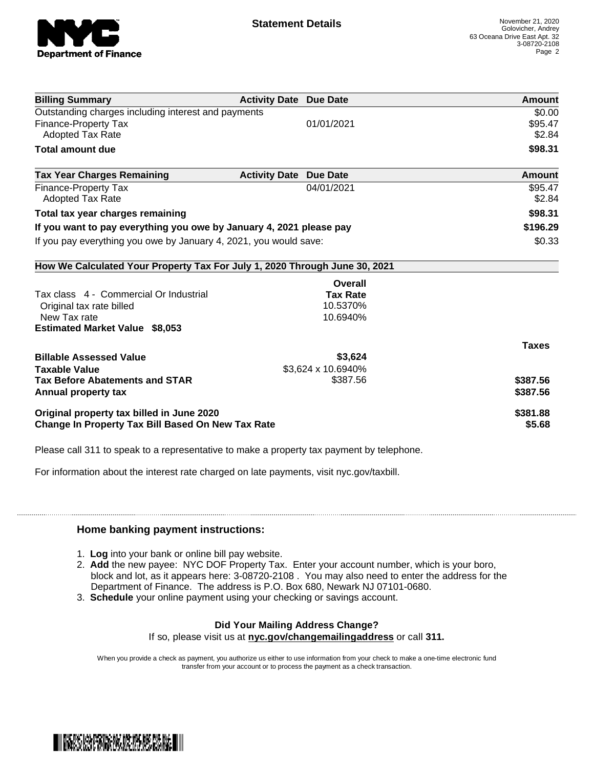# Statement Details

November 21, 2020
Golovicher, Andrey
63 Oceana Drive East Apt. 32
3-08720-2108

| Billing Summary | Activity Date | Due Date | Amount |
|---|---|---|---|
| Outstanding charges including interest and payments | | | $0.00 |
| Finance-Property Tax | | 01/01/2021 | $95.47 |
| Adopted Tax Rate | | | $2.84 |
| **Total amount due** | | | **$98.31** |

| Tax Year Charges Remaining | Activity Date | Due Date | Amount |
|---|---|---|---|
| Finance-Property Tax | | 04/01/2021 | $95.47 |
| Adopted Tax Rate | | | $2.84 |
| **Total tax year charges remaining** | | | **$98.31** |
| **If you want to pay everything you owe by January 4, 2021 please pay** | | | **$196.29** |
| If you pay everything you owe by January 4, 2021, you would save: | | | $0.33 |

**How We Calculated Your Property Tax For July 1, 2020 Through June 30, 2021**

| | Overall Tax Rate | |
|---|---|---|
| Tax class 4 - Commercial Or Industrial | | |
| Original tax rate billed | 10.5370% | |
| New Tax rate | 10.6940% | |
| **Estimated Market Value $8,053** | | |

| | | Taxes |
|---|---|---|
| **Billable Assessed Value** | **$3,624** | |
| **Taxable Value** | $3,624 x 10.6940% | |
| **Tax Before Abatements and STAR** | $387.56 | **$387.56** |
| **Annual property tax** | | **$387.56** |
| **Original property tax billed in June 2020** | | **$381.88** |
| **Change In Property Tax Bill Based On New Tax Rate** | | **$5.68** |

Please call 311 to speak to a representative to make a property tax payment by telephone.

For information about the interest rate charged on late payments, visit nyc.gov/taxbill.

## Home banking payment instructions:

1. **Log** into your bank or online bill pay website.
2. **Add** the new payee: NYC DOF Property Tax. Enter your account number, which is your boro, block and lot, as it appears here: 3-08720-2108 . You may also need to enter the address for the Department of Finance. The address is P.O. Box 680, Newark NJ 07101-0680.
3. **Schedule** your online payment using your checking or savings account.

**Did Your Mailing Address Change?**

If so, please visit us at **nyc.gov/changemailingaddress** or call **311.**

When you provide a check as payment, you authorize us either to use information from your check to make a one-time electronic fund transfer from your account or to process the payment as a check transaction.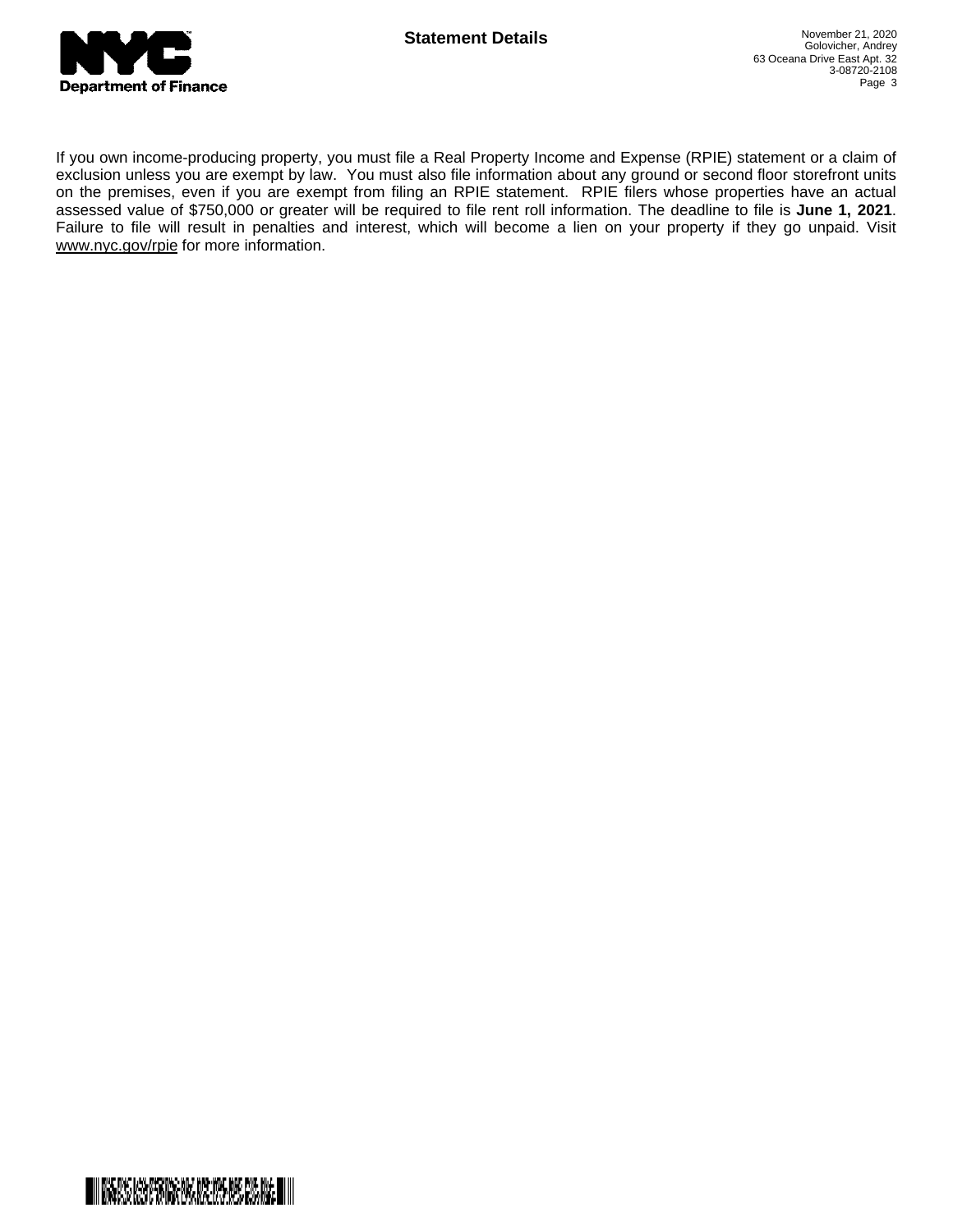If you own income-producing property, you must file a Real Property Income and Expense (RPIE) statement or a claim of exclusion unless you are exempt by law. You must also file information about any ground or second floor storefront units on the premises, even if you are exempt from filing an RPIE statement. RPIE filers whose properties have an actual assessed value of $750,000 or greater will be required to file rent roll information. The deadline to file is **June 1, 2021**. Failure to file will result in penalties and interest, which will become a lien on your property if they go unpaid. Visit www.nyc.gov/rpie for more information.